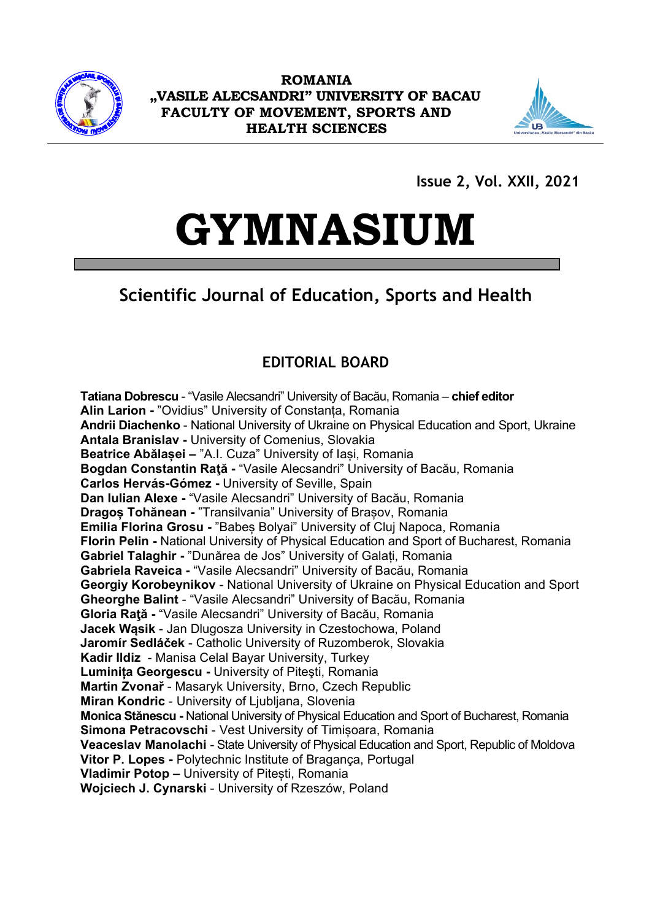**ROMANIA**
**„VASILE ALECSANDRI" UNIVERSITY OF BACAU**
**FACULTY OF MOVEMENT, SPORTS AND HEALTH SCIENCES**

**Issue 2, Vol. XXII, 2021**

# GYMNASIUM

## Scientific Journal of Education, Sports and Health

### EDITORIAL BOARD

**Tatiana Dobrescu** - "Vasile Alecsandri" University of Bacău, Romania – **chief editor**
**Alin Larion -** "Ovidius" University of Constanța, Romania
**Andrii Diachenko** - National University of Ukraine on Physical Education and Sport, Ukraine
**Antala Branislav -** University of Comenius, Slovakia
**Beatrice Abălașei –** "A.I. Cuza" University of Iași, Romania
**Bogdan Constantin Raţă -** "Vasile Alecsandri" University of Bacău, Romania
**Carlos Hervás-Gómez -** University of Seville, Spain
**Dan Iulian Alexe -** "Vasile Alecsandri" University of Bacău, Romania
**Dragoș Tohănean -** "Transilvania" University of Brașov, Romania
**Emilia Florina Grosu -** "Babeș Bolyai" University of Cluj Napoca, Romania
**Florin Pelin -** National University of Physical Education and Sport of Bucharest, Romania
**Gabriel Talaghir -** "Dunărea de Jos" University of Galați, Romania
**Gabriela Raveica -** "Vasile Alecsandri" University of Bacău, Romania
**Georgiy Korobeynikov** - National University of Ukraine on Physical Education and Sport
**Gheorghe Balint** - "Vasile Alecsandri" University of Bacău, Romania
**Gloria Raţă -** "Vasile Alecsandri" University of Bacău, Romania
**Jacek Wąsik** - Jan Dlugosza University in Czestochowa, Poland
**Jaromír Sedláček** - Catholic University of Ruzomberok, Slovakia
**Kadir Ildiz** - Manisa Celal Bayar University, Turkey
**Luminița Georgescu -** University of Pitești, Romania
**Martin Zvonař** - Masaryk University, Brno, Czech Republic
**Miran Kondric** - University of Ljubljana, Slovenia
**Monica Stănescu -** National University of Physical Education and Sport of Bucharest, Romania
**Simona Petracovschi** - Vest University of Timișoara, Romania
**Veaceslav Manolachi** - State University of Physical Education and Sport, Republic of Moldova
**Vitor P. Lopes -** Polytechnic Institute of Bragança, Portugal
**Vladimir Potop –** University of Pitești, Romania
**Wojciech J. Cynarski** - University of Rzeszów, Poland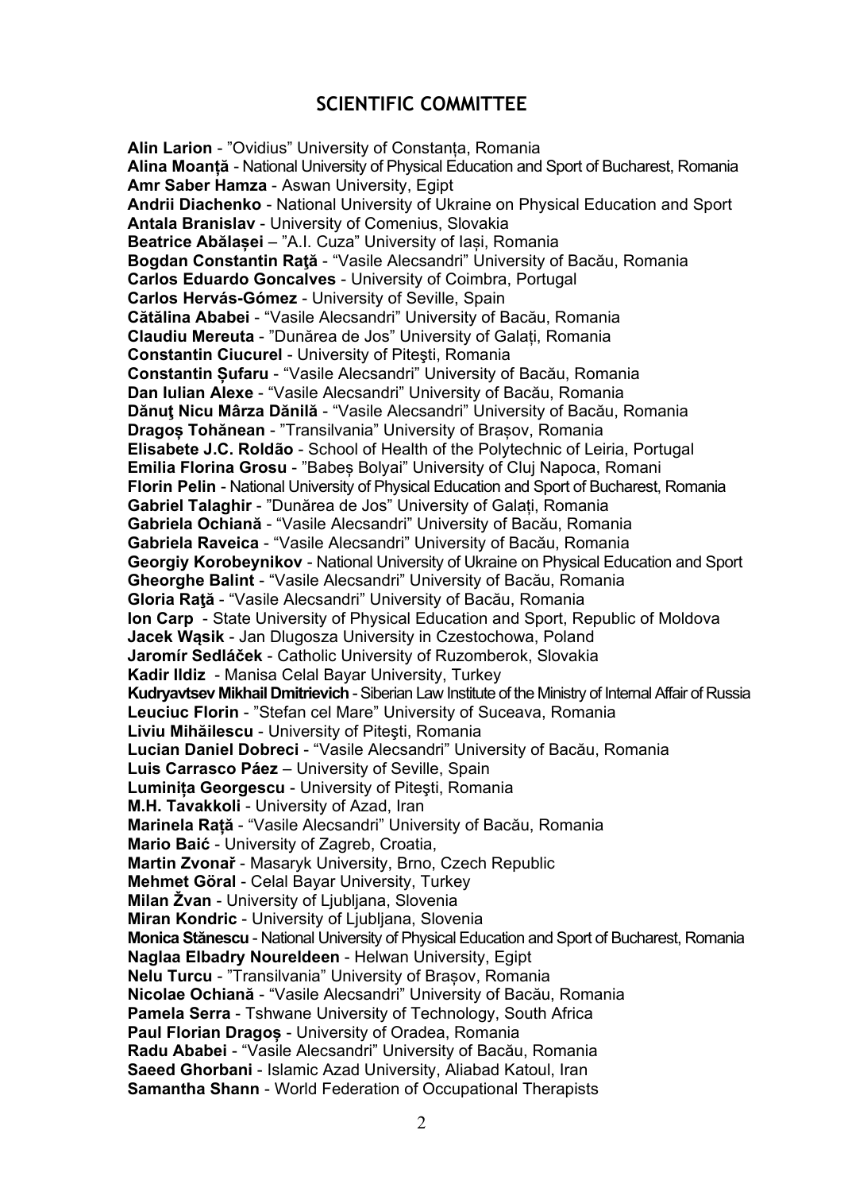## SCIENTIFIC COMMITTEE

**Alin Larion** - ”Ovidius” University of Constanța, Romania
**Alina Moanță** - National University of Physical Education and Sport of Bucharest, Romania
**Amr Saber Hamza** - Aswan University, Egipt
**Andrii Diachenko** - National University of Ukraine on Physical Education and Sport
**Antala Branislav** - University of Comenius, Slovakia
**Beatrice Abălașei** – ”A.I. Cuza” University of Iași, Romania
**Bogdan Constantin Raţă** - “Vasile Alecsandri” University of Bacău, Romania
**Carlos Eduardo Goncalves** - University of Coimbra, Portugal
**Carlos Hervás-Gómez** - University of Seville, Spain
**Cătălina Ababei** - “Vasile Alecsandri” University of Bacău, Romania
**Claudiu Mereuta** - ”Dunărea de Jos” University of Galați, Romania
**Constantin Ciucurel** - University of Piteşti, Romania
**Constantin Șufaru** - “Vasile Alecsandri” University of Bacău, Romania
**Dan Iulian Alexe** - “Vasile Alecsandri” University of Bacău, Romania
**Dănuţ Nicu Mârza Dănilă** - “Vasile Alecsandri” University of Bacău, Romania
**Dragoș Tohănean** - ”Transilvania” University of Brașov, Romania
**Elisabete J.C. Roldão** - School of Health of the Polytechnic of Leiria, Portugal
**Emilia Florina Grosu** - ”Babeș Bolyai” University of Cluj Napoca, Romani
**Florin Pelin** - National University of Physical Education and Sport of Bucharest, Romania
**Gabriel Talaghir** - ”Dunărea de Jos” University of Galați, Romania
**Gabriela Ochiană** - “Vasile Alecsandri” University of Bacău, Romania
**Gabriela Raveica** - “Vasile Alecsandri” University of Bacău, Romania
**Georgiy Korobeynikov** - National University of Ukraine on Physical Education and Sport
**Gheorghe Balint** - “Vasile Alecsandri” University of Bacău, Romania
**Gloria Raţă** - “Vasile Alecsandri” University of Bacău, Romania
**Ion Carp** - State University of Physical Education and Sport, Republic of Moldova
**Jacek Wąsik** - Jan Dlugosza University in Czestochowa, Poland
**Jaromír Sedláček** - Catholic University of Ruzomberok, Slovakia
**Kadir Ildiz** - Manisa Celal Bayar University, Turkey
**Kudryavtsev Mikhail Dmitrievich** - Siberian Law Institute of the Ministry of Internal Affair of Russia
**Leuciuc Florin** - ”Stefan cel Mare” University of Suceava, Romania
**Liviu Mihăilescu** - University of Piteşti, Romania
**Lucian Daniel Dobreci** - “Vasile Alecsandri” University of Bacău, Romania
**Luis Carrasco Páez** – University of Seville, Spain
**Luminița Georgescu** - University of Piteşti, Romania
**M.H. Tavakkoli** - University of Azad, Iran
**Marinela Rață** - “Vasile Alecsandri” University of Bacău, Romania
**Mario Baić** - University of Zagreb, Croatia,
**Martin Zvonař** - Masaryk University, Brno, Czech Republic
**Mehmet Göral** - Celal Bayar University, Turkey
**Milan Žvan** - University of Ljubljana, Slovenia
**Miran Kondric** - University of Ljubljana, Slovenia
**Monica Stănescu** - National University of Physical Education and Sport of Bucharest, Romania
**Naglaa Elbadry Noureldeen** - Helwan University, Egipt
**Nelu Turcu** - ”Transilvania” University of Brașov, Romania
**Nicolae Ochiană** - “Vasile Alecsandri” University of Bacău, Romania
**Pamela Serra** - Tshwane University of Technology, South Africa
**Paul Florian Dragoș** - University of Oradea, Romania
**Radu Ababei** - “Vasile Alecsandri” University of Bacău, Romania
**Saeed Ghorbani** - Islamic Azad University, Aliabad Katoul, Iran
**Samantha Shann** - World Federation of Occupational Therapists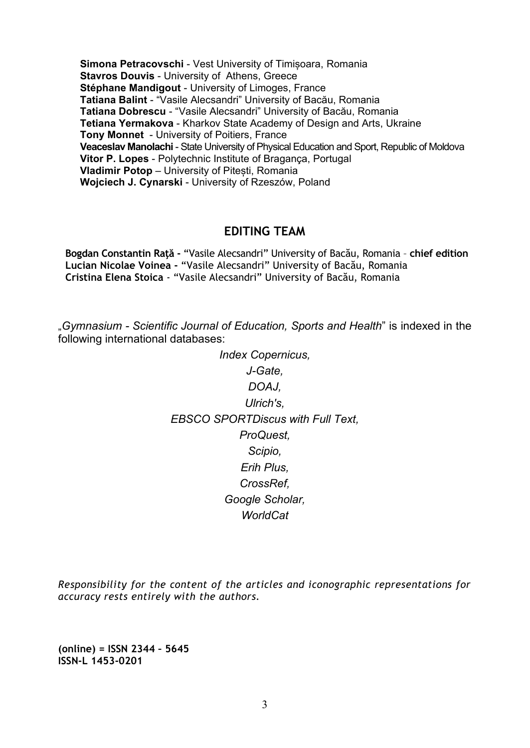**Simona Petracovschi** - Vest University of Timișoara, Romania
**Stavros Douvis** - University of Athens, Greece
**Stéphane Mandigout** - University of Limoges, France
**Tatiana Balint** - "Vasile Alecsandri" University of Bacău, Romania
**Tatiana Dobrescu** - "Vasile Alecsandri" University of Bacău, Romania
**Tetiana Yermakova** - Kharkov State Academy of Design and Arts, Ukraine
**Tony Monnet** - University of Poitiers, France
**Veaceslav Manolachi** - State University of Physical Education and Sport, Republic of Moldova
**Vitor P. Lopes** - Polytechnic Institute of Bragança, Portugal
**Vladimir Potop** – University of Pitești, Romania
**Wojciech J. Cynarski** - University of Rzeszów, Poland

## EDITING TEAM

**Bogdan Constantin Raţă -** "Vasile Alecsandri" University of Bacău, Romania – **chief edition**
**Lucian Nicolae Voinea -** "Vasile Alecsandri" University of Bacău, Romania
**Cristina Elena Stoica** - "Vasile Alecsandri" University of Bacău, Romania

„*Gymnasium - Scientific Journal of Education, Sports and Health*" is indexed in the following international databases:

*Index Copernicus,*
*J-Gate,*
*DOAJ,*
*Ulrich's,*
*EBSCO SPORTDiscus with Full Text,*
*ProQuest,*
*Scipio,*
*Erih Plus,*
*CrossRef,*
*Google Scholar,*
*WorldCat*

*Responsibility for the content of the articles and iconographic representations for accuracy rests entirely with the authors.*

**(online) = ISSN 2344 – 5645**
**ISSN-L 1453-0201**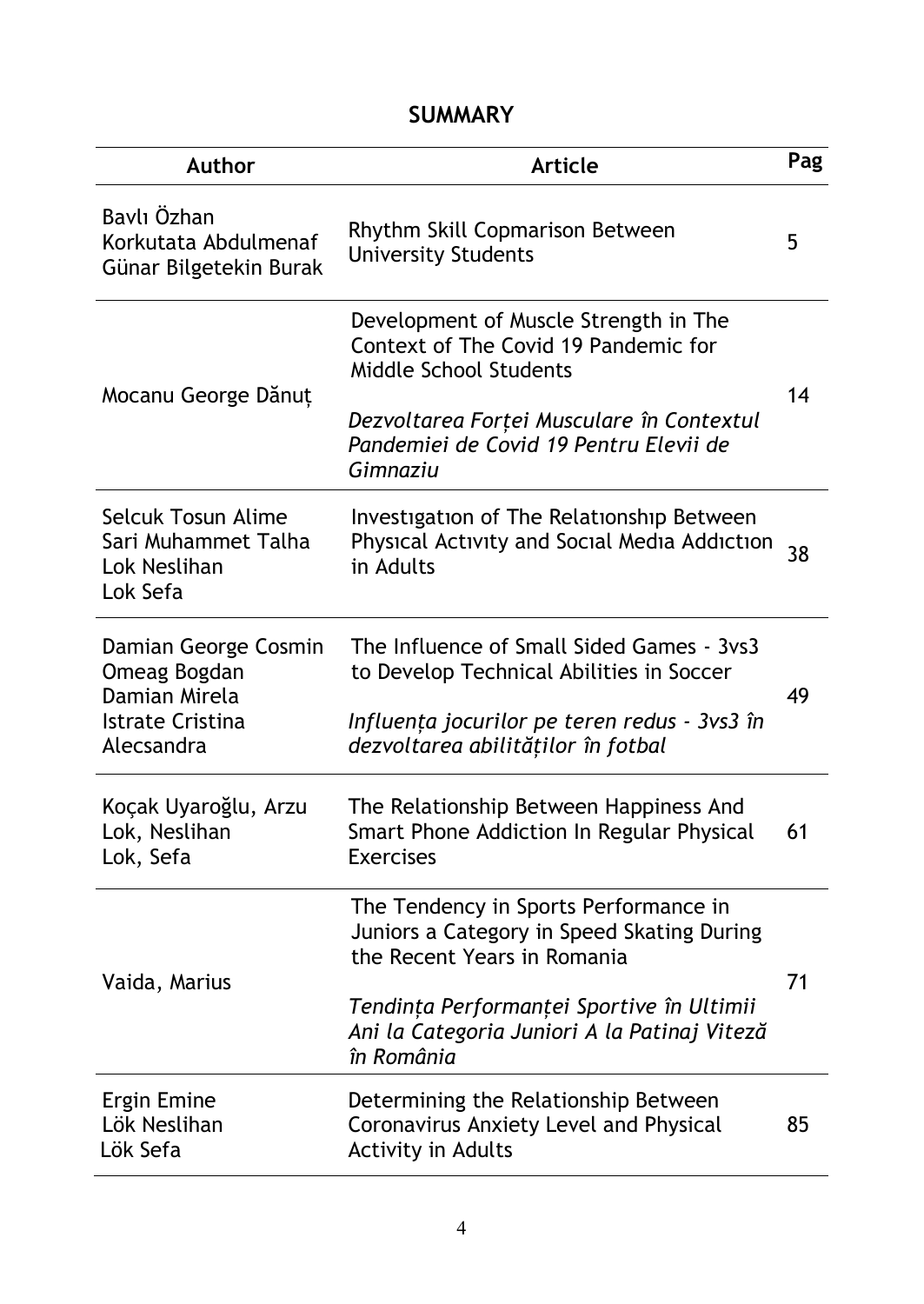## SUMMARY

| Author | Article | Pag |
|---|---|---|
| Bavlı Özhan<br>Korkutata Abdulmenaf<br>Günar Bilgetekin Burak | Rhythm Skill Copmarison Between University Students | 5 |
| Mocanu George Dănuț | Development of Muscle Strength in The Context of The Covid 19 Pandemic for Middle School Students<br><br>*Dezvoltarea Forței Musculare în Contextul Pandemiei de Covid 19 Pentru Elevii de Gimnaziu* | 14 |
| Selcuk Tosun Alime<br>Sari Muhammet Talha<br>Lok Neslihan<br>Lok Sefa | Investıgatıon of The Relatıonshıp Between Physıcal Actıvıty and Socıal Medıa Addıctıon in Adults | 38 |
| Damian George Cosmin<br>Omeag Bogdan<br>Damian Mirela<br>Istrate Cristina Alecsandra | The Influence of Small Sided Games - 3vs3 to Develop Technical Abilities in Soccer<br><br>*Influența jocurilor pe teren redus - 3vs3 în dezvoltarea abilităților în fotbal* | 49 |
| Koçak Uyaroğlu, Arzu<br>Lok, Neslihan<br>Lok, Sefa | The Relationship Between Happiness And Smart Phone Addiction In Regular Physical Exercises | 61 |
| Vaida, Marius | The Tendency in Sports Performance in Juniors a Category in Speed Skating During the Recent Years in Romania<br><br>*Tendința Performanței Sportive în Ultimii Ani la Categoria Juniori A la Patinaj Viteză în România* | 71 |
| Ergin Emine<br>Lök Neslihan<br>Lök Sefa | Determining the Relationship Between Coronavirus Anxiety Level and Physical Activity in Adults | 85 |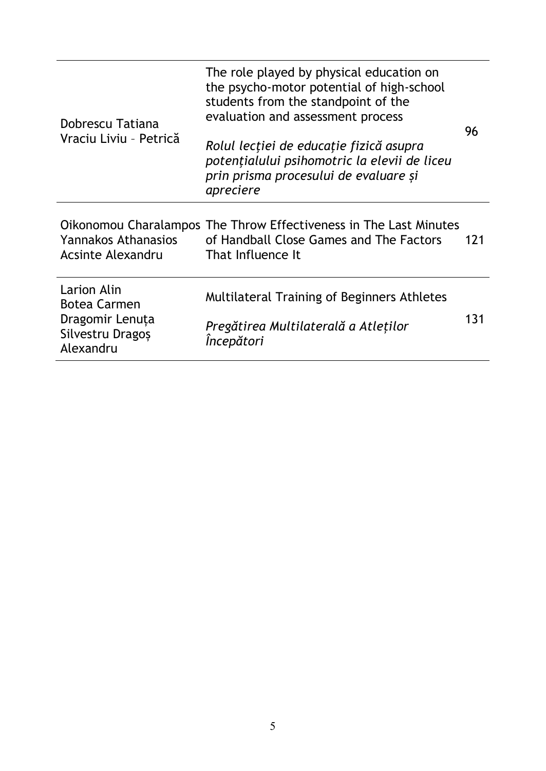| | | |
|---|---|---|
| Dobrescu Tatiana<br>Vraciu Liviu – Petrică | The role played by physical education on the psycho-motor potential of high-school students from the standpoint of the evaluation and assessment process<br><br>*Rolul lecţiei de educaţie fizică asupra potenţialului psihomotric la elevii de liceu prin prisma procesului de evaluare și apreciere* | 96 |
| Oikonomou Charalampos<br>Yannakos Athanasios<br>Acsinte Alexandru | The Throw Effectiveness in The Last Minutes of Handball Close Games and The Factors That Influence It | 121 |
| Larion Alin<br>Botea Carmen<br>Dragomir Lenuța<br>Silvestru Dragoș Alexandru | Multilateral Training of Beginners Athletes<br><br>*Pregătirea Multilaterală a Atleților Începători* | 131 |